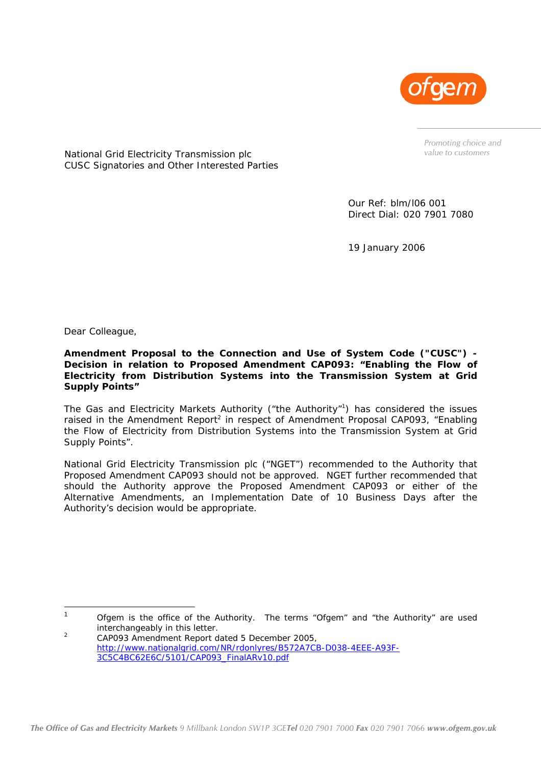Promoting choice and value to customers

National Grid Electricity Transmission plc
CUSC Signatories and Other Interested Parties

Our Ref: blm/l06 001
Direct Dial: 020 7901 7080

19 January 2006

Dear Colleague,

**Amendment Proposal to the Connection and Use of System Code ("CUSC") - Decision in relation to Proposed Amendment CAP093: "Enabling the Flow of Electricity from Distribution Systems into the Transmission System at Grid Supply Points"**

The Gas and Electricity Markets Authority ("the Authority"[1]) has considered the issues raised in the Amendment Report[2] in respect of Amendment Proposal CAP093, "Enabling the Flow of Electricity from Distribution Systems into the Transmission System at Grid Supply Points".

National Grid Electricity Transmission plc ("NGET") recommended to the Authority that Proposed Amendment CAP093 should not be approved. NGET further recommended that should the Authority approve the Proposed Amendment CAP093 or either of the Alternative Amendments, an Implementation Date of 10 Business Days after the Authority's decision would be appropriate.

[1] Ofgem is the office of the Authority. The terms "Ofgem" and "the Authority" are used interchangeably in this letter.

[2] CAP093 Amendment Report dated 5 December 2005, http://www.nationalgrid.com/NR/rdonlyres/B572A7CB-D038-4EEE-A93F-3C5C4BC62E6C/5101/CAP093_FinalARv10.pdf

The Office of Gas and Electricity Markets 9 Millbank London SW1P 3GE Tel 020 7901 7000 Fax 020 7901 7066 www.ofgem.gov.uk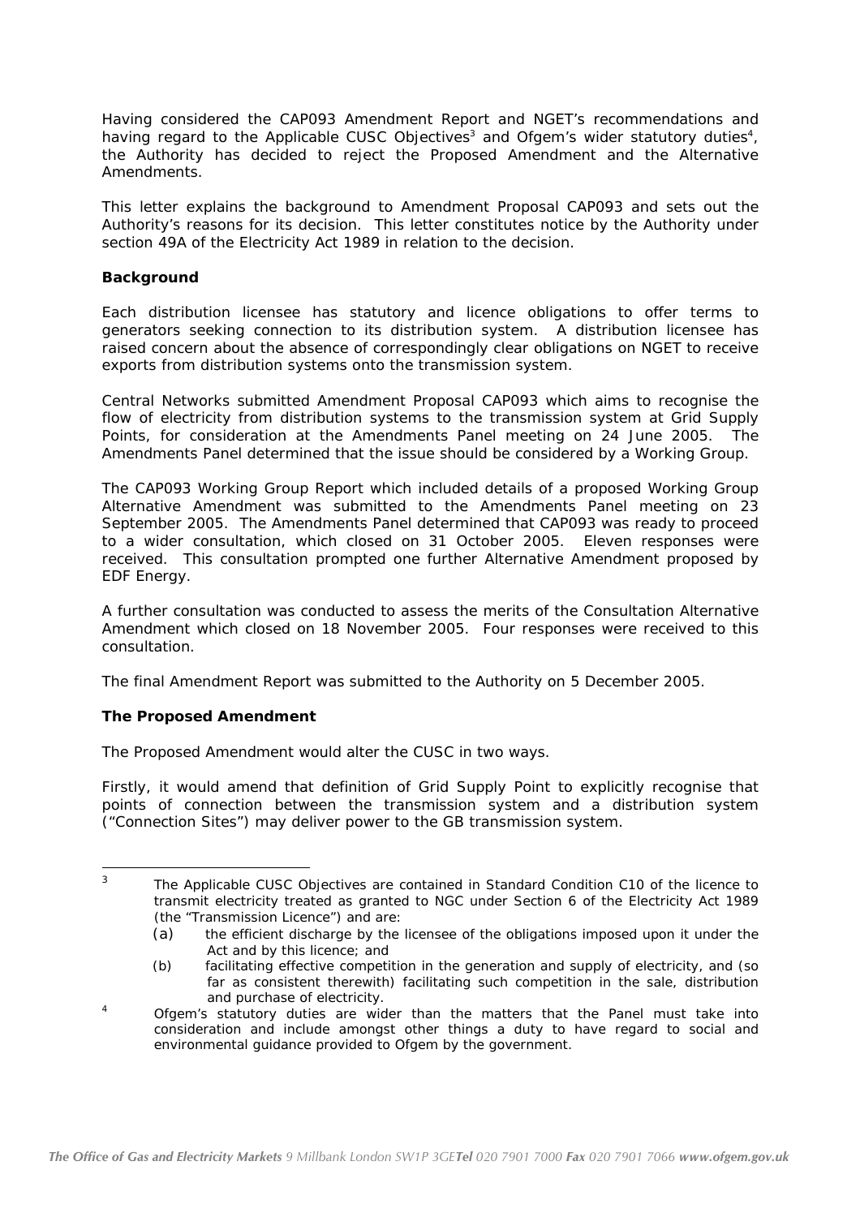Having considered the CAP093 Amendment Report and NGET's recommendations and having regard to the Applicable CUSC Objectives[3] and Ofgem's wider statutory duties[4], the Authority has decided to reject the Proposed Amendment and the Alternative Amendments.

This letter explains the background to Amendment Proposal CAP093 and sets out the Authority's reasons for its decision. This letter constitutes notice by the Authority under section 49A of the Electricity Act 1989 in relation to the decision.

**Background**

Each distribution licensee has statutory and licence obligations to offer terms to generators seeking connection to its distribution system. A distribution licensee has raised concern about the absence of correspondingly clear obligations on NGET to receive exports from distribution systems onto the transmission system.

Central Networks submitted Amendment Proposal CAP093 which aims to recognise the flow of electricity from distribution systems to the transmission system at Grid Supply Points, for consideration at the Amendments Panel meeting on 24 June 2005. The Amendments Panel determined that the issue should be considered by a Working Group.

The CAP093 Working Group Report which included details of a proposed Working Group Alternative Amendment was submitted to the Amendments Panel meeting on 23 September 2005. The Amendments Panel determined that CAP093 was ready to proceed to a wider consultation, which closed on 31 October 2005. Eleven responses were received. This consultation prompted one further Alternative Amendment proposed by EDF Energy.

A further consultation was conducted to assess the merits of the Consultation Alternative Amendment which closed on 18 November 2005. Four responses were received to this consultation.

The final Amendment Report was submitted to the Authority on 5 December 2005.

**The Proposed Amendment**

The Proposed Amendment would alter the CUSC in two ways.

Firstly, it would amend that definition of Grid Supply Point to explicitly recognise that points of connection between the transmission system and a distribution system ("Connection Sites") may deliver power to the GB transmission system.

---

[3] The Applicable CUSC Objectives are contained in Standard Condition C10 of the licence to transmit electricity treated as granted to NGC under Section 6 of the Electricity Act 1989 (the "Transmission Licence") and are:

(a) the efficient discharge by the licensee of the obligations imposed upon it under the Act and by this licence; and

(b) facilitating effective competition in the generation and supply of electricity, and (so far as consistent therewith) facilitating such competition in the sale, distribution and purchase of electricity.

[4] Ofgem's statutory duties are wider than the matters that the Panel must take into consideration and include amongst other things a duty to have regard to social and environmental guidance provided to Ofgem by the government.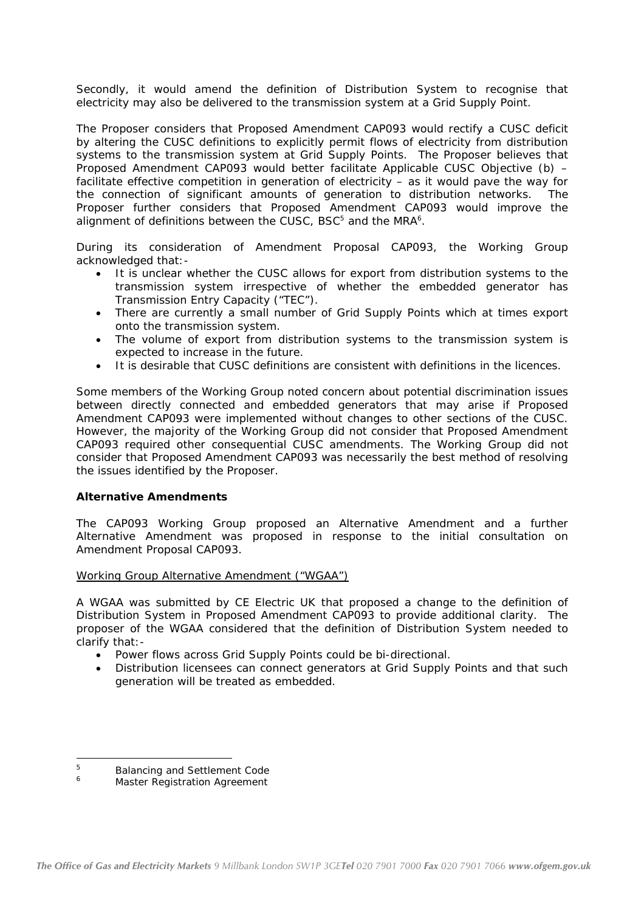Secondly, it would amend the definition of Distribution System to recognise that electricity may also be delivered to the transmission system at a Grid Supply Point.

The Proposer considers that Proposed Amendment CAP093 would rectify a CUSC deficit by altering the CUSC definitions to explicitly permit flows of electricity from distribution systems to the transmission system at Grid Supply Points. The Proposer believes that Proposed Amendment CAP093 would better facilitate Applicable CUSC Objective (b) – facilitate effective competition in generation of electricity – as it would pave the way for the connection of significant amounts of generation to distribution networks. The Proposer further considers that Proposed Amendment CAP093 would improve the alignment of definitions between the CUSC, BSC[5] and the MRA[6].

During its consideration of Amendment Proposal CAP093, the Working Group acknowledged that:-

- It is unclear whether the CUSC allows for export from distribution systems to the transmission system irrespective of whether the embedded generator has Transmission Entry Capacity ("TEC").
- There are currently a small number of Grid Supply Points which at times export onto the transmission system.
- The volume of export from distribution systems to the transmission system is expected to increase in the future.
- It is desirable that CUSC definitions are consistent with definitions in the licences.

Some members of the Working Group noted concern about potential discrimination issues between directly connected and embedded generators that may arise if Proposed Amendment CAP093 were implemented without changes to other sections of the CUSC. However, the majority of the Working Group did not consider that Proposed Amendment CAP093 required other consequential CUSC amendments. The Working Group did not consider that Proposed Amendment CAP093 was necessarily the best method of resolving the issues identified by the Proposer.

**Alternative Amendments**

The CAP093 Working Group proposed an Alternative Amendment and a further Alternative Amendment was proposed in response to the initial consultation on Amendment Proposal CAP093.

Working Group Alternative Amendment ("WGAA")

A WGAA was submitted by CE Electric UK that proposed a change to the definition of Distribution System in Proposed Amendment CAP093 to provide additional clarity. The proposer of the WGAA considered that the definition of Distribution System needed to clarify that:-

- Power flows across Grid Supply Points could be bi-directional.
- Distribution licensees can connect generators at Grid Supply Points and that such generation will be treated as embedded.

[5] Balancing and Settlement Code

[6] Master Registration Agreement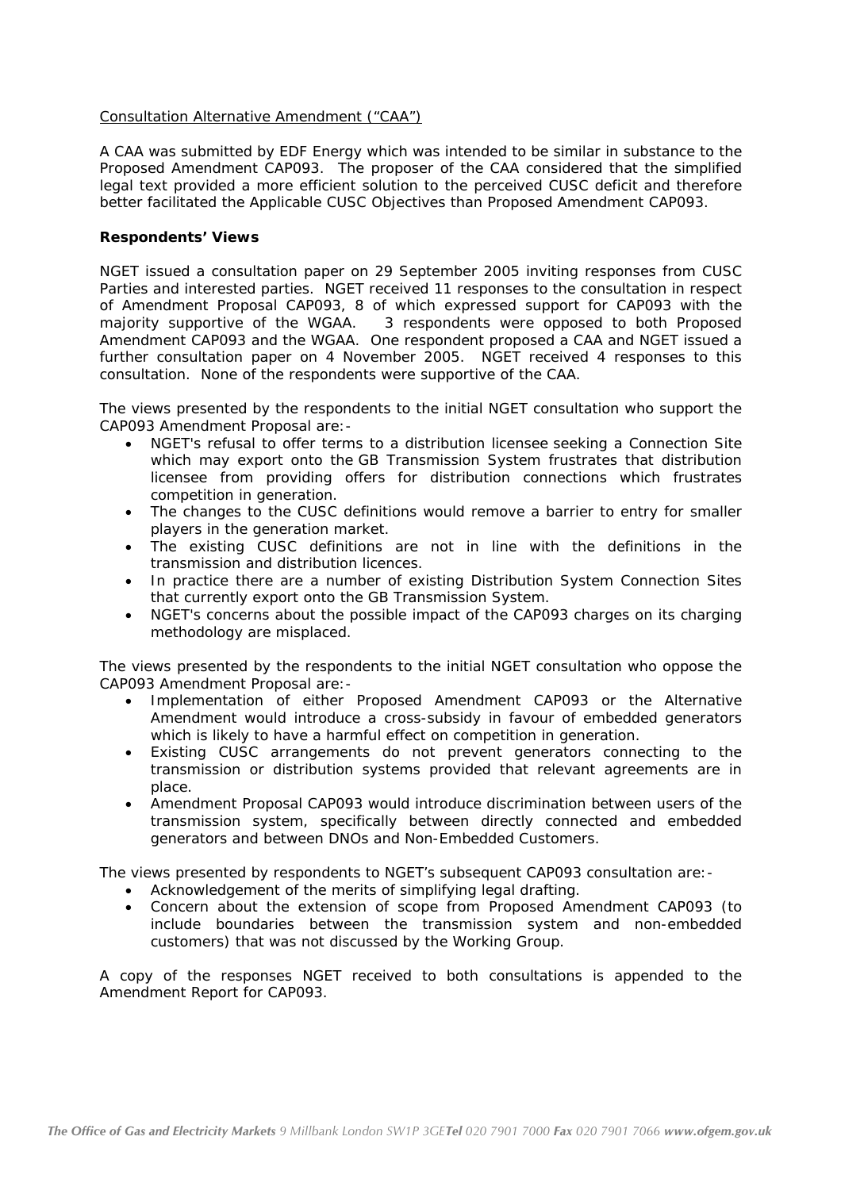Consultation Alternative Amendment ("CAA")

A CAA was submitted by EDF Energy which was intended to be similar in substance to the Proposed Amendment CAP093. The proposer of the CAA considered that the simplified legal text provided a more efficient solution to the perceived CUSC deficit and therefore better facilitated the Applicable CUSC Objectives than Proposed Amendment CAP093.

**Respondents' Views**

NGET issued a consultation paper on 29 September 2005 inviting responses from CUSC Parties and interested parties. NGET received 11 responses to the consultation in respect of Amendment Proposal CAP093, 8 of which expressed support for CAP093 with the majority supportive of the WGAA. 3 respondents were opposed to both Proposed Amendment CAP093 and the WGAA. One respondent proposed a CAA and NGET issued a further consultation paper on 4 November 2005. NGET received 4 responses to this consultation. None of the respondents were supportive of the CAA.

The views presented by the respondents to the initial NGET consultation who support the CAP093 Amendment Proposal are:-

- NGET's refusal to offer terms to a distribution licensee seeking a Connection Site which may export onto the GB Transmission System frustrates that distribution licensee from providing offers for distribution connections which frustrates competition in generation.
- The changes to the CUSC definitions would remove a barrier to entry for smaller players in the generation market.
- The existing CUSC definitions are not in line with the definitions in the transmission and distribution licences.
- In practice there are a number of existing Distribution System Connection Sites that currently export onto the GB Transmission System.
- NGET's concerns about the possible impact of the CAP093 charges on its charging methodology are misplaced.

The views presented by the respondents to the initial NGET consultation who oppose the CAP093 Amendment Proposal are:-

- Implementation of either Proposed Amendment CAP093 or the Alternative Amendment would introduce a cross-subsidy in favour of embedded generators which is likely to have a harmful effect on competition in generation.
- Existing CUSC arrangements do not prevent generators connecting to the transmission or distribution systems provided that relevant agreements are in place.
- Amendment Proposal CAP093 would introduce discrimination between users of the transmission system, specifically between directly connected and embedded generators and between DNOs and Non-Embedded Customers.

The views presented by respondents to NGET's subsequent CAP093 consultation are:-

- Acknowledgement of the merits of simplifying legal drafting.
- Concern about the extension of scope from Proposed Amendment CAP093 (to include boundaries between the transmission system and non-embedded customers) that was not discussed by the Working Group.

A copy of the responses NGET received to both consultations is appended to the Amendment Report for CAP093.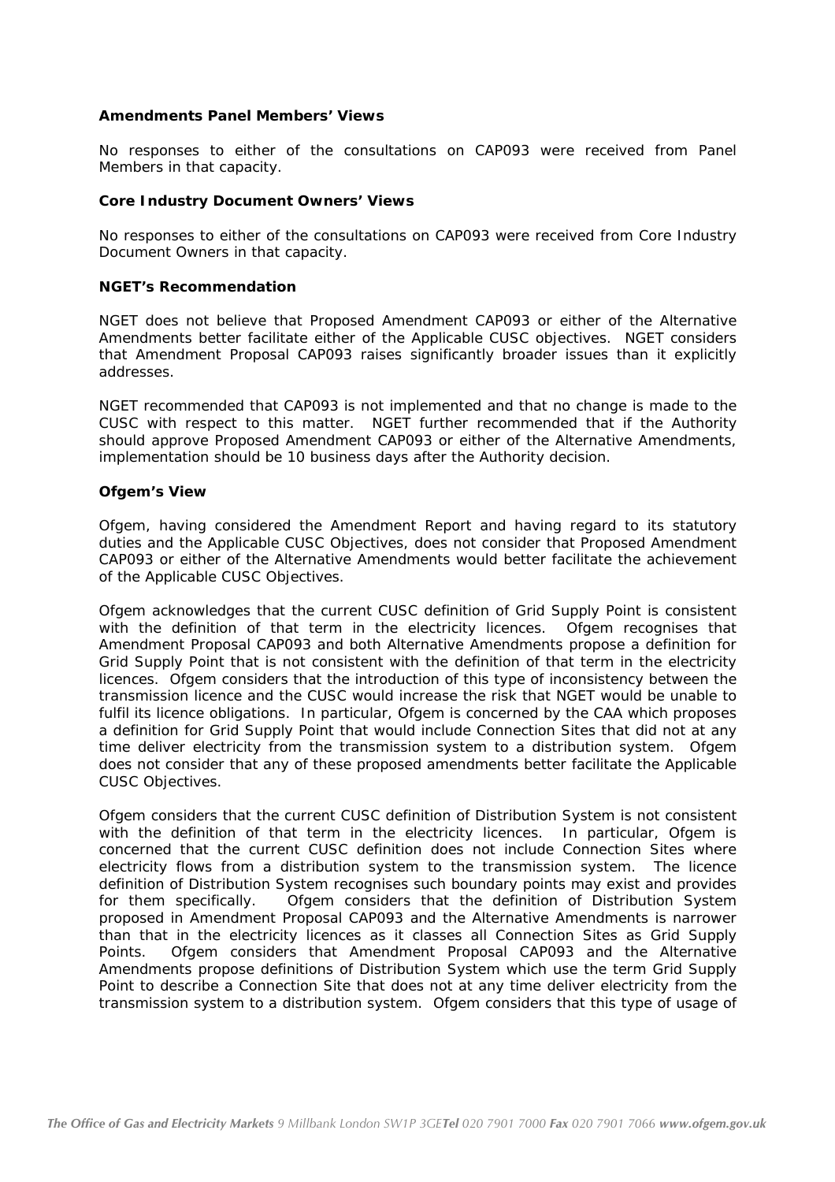**Amendments Panel Members' Views**

No responses to either of the consultations on CAP093 were received from Panel Members in that capacity.

**Core Industry Document Owners' Views**

No responses to either of the consultations on CAP093 were received from Core Industry Document Owners in that capacity.

**NGET's Recommendation**

NGET does not believe that Proposed Amendment CAP093 or either of the Alternative Amendments better facilitate either of the Applicable CUSC objectives. NGET considers that Amendment Proposal CAP093 raises significantly broader issues than it explicitly addresses.

NGET recommended that CAP093 is not implemented and that no change is made to the CUSC with respect to this matter. NGET further recommended that if the Authority should approve Proposed Amendment CAP093 or either of the Alternative Amendments, implementation should be 10 business days after the Authority decision.

**Ofgem's View**

Ofgem, having considered the Amendment Report and having regard to its statutory duties and the Applicable CUSC Objectives, does not consider that Proposed Amendment CAP093 or either of the Alternative Amendments would better facilitate the achievement of the Applicable CUSC Objectives.

Ofgem acknowledges that the current CUSC definition of Grid Supply Point is consistent with the definition of that term in the electricity licences. Ofgem recognises that Amendment Proposal CAP093 and both Alternative Amendments propose a definition for Grid Supply Point that is not consistent with the definition of that term in the electricity licences. Ofgem considers that the introduction of this type of inconsistency between the transmission licence and the CUSC would increase the risk that NGET would be unable to fulfil its licence obligations. In particular, Ofgem is concerned by the CAA which proposes a definition for Grid Supply Point that would include Connection Sites that did not at any time deliver electricity from the transmission system to a distribution system. Ofgem does not consider that any of these proposed amendments better facilitate the Applicable CUSC Objectives.

Ofgem considers that the current CUSC definition of Distribution System is not consistent with the definition of that term in the electricity licences. In particular, Ofgem is concerned that the current CUSC definition does not include Connection Sites where electricity flows from a distribution system to the transmission system. The licence definition of Distribution System recognises such boundary points may exist and provides for them specifically. Ofgem considers that the definition of Distribution System proposed in Amendment Proposal CAP093 and the Alternative Amendments is narrower than that in the electricity licences as it classes all Connection Sites as Grid Supply Points. Ofgem considers that Amendment Proposal CAP093 and the Alternative Amendments propose definitions of Distribution System which use the term Grid Supply Point to describe a Connection Site that does not at any time deliver electricity from the transmission system to a distribution system. Ofgem considers that this type of usage of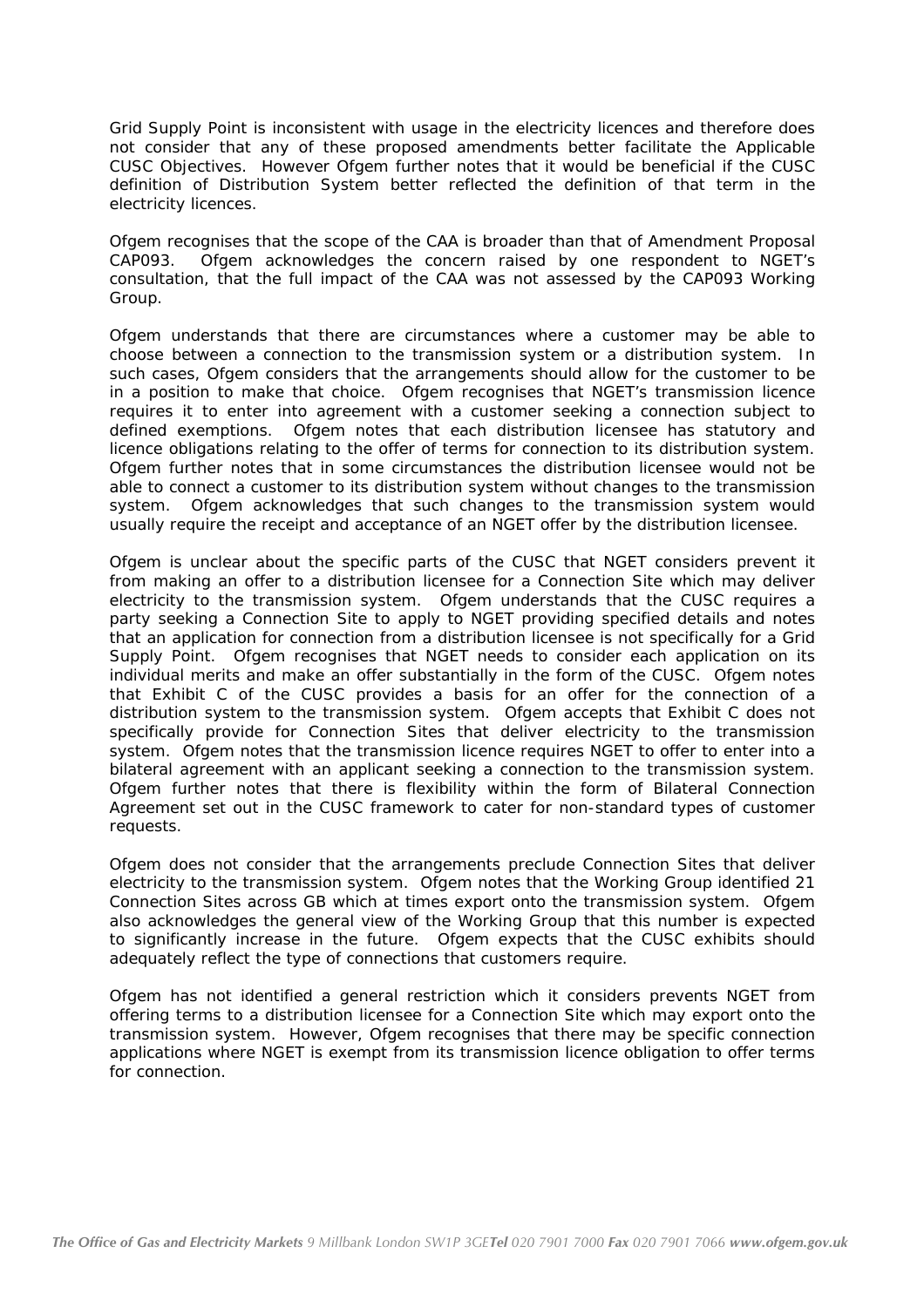Grid Supply Point is inconsistent with usage in the electricity licences and therefore does not consider that any of these proposed amendments better facilitate the Applicable CUSC Objectives. However Ofgem further notes that it would be beneficial if the CUSC definition of Distribution System better reflected the definition of that term in the electricity licences.

Ofgem recognises that the scope of the CAA is broader than that of Amendment Proposal CAP093. Ofgem acknowledges the concern raised by one respondent to NGET's consultation, that the full impact of the CAA was not assessed by the CAP093 Working Group.

Ofgem understands that there are circumstances where a customer may be able to choose between a connection to the transmission system or a distribution system. In such cases, Ofgem considers that the arrangements should allow for the customer to be in a position to make that choice. Ofgem recognises that NGET's transmission licence requires it to enter into agreement with a customer seeking a connection subject to defined exemptions. Ofgem notes that each distribution licensee has statutory and licence obligations relating to the offer of terms for connection to its distribution system. Ofgem further notes that in some circumstances the distribution licensee would not be able to connect a customer to its distribution system without changes to the transmission system. Ofgem acknowledges that such changes to the transmission system would usually require the receipt and acceptance of an NGET offer by the distribution licensee.

Ofgem is unclear about the specific parts of the CUSC that NGET considers prevent it from making an offer to a distribution licensee for a Connection Site which may deliver electricity to the transmission system. Ofgem understands that the CUSC requires a party seeking a Connection Site to apply to NGET providing specified details and notes that an application for connection from a distribution licensee is not specifically for a Grid Supply Point. Ofgem recognises that NGET needs to consider each application on its individual merits and make an offer substantially in the form of the CUSC. Ofgem notes that Exhibit C of the CUSC provides a basis for an offer for the connection of a distribution system to the transmission system. Ofgem accepts that Exhibit C does not specifically provide for Connection Sites that deliver electricity to the transmission system. Ofgem notes that the transmission licence requires NGET to offer to enter into a bilateral agreement with an applicant seeking a connection to the transmission system. Ofgem further notes that there is flexibility within the form of Bilateral Connection Agreement set out in the CUSC framework to cater for non-standard types of customer requests.

Ofgem does not consider that the arrangements preclude Connection Sites that deliver electricity to the transmission system. Ofgem notes that the Working Group identified 21 Connection Sites across GB which at times export onto the transmission system. Ofgem also acknowledges the general view of the Working Group that this number is expected to significantly increase in the future. Ofgem expects that the CUSC exhibits should adequately reflect the type of connections that customers require.

Ofgem has not identified a general restriction which it considers prevents NGET from offering terms to a distribution licensee for a Connection Site which may export onto the transmission system. However, Ofgem recognises that there may be specific connection applications where NGET is exempt from its transmission licence obligation to offer terms for connection.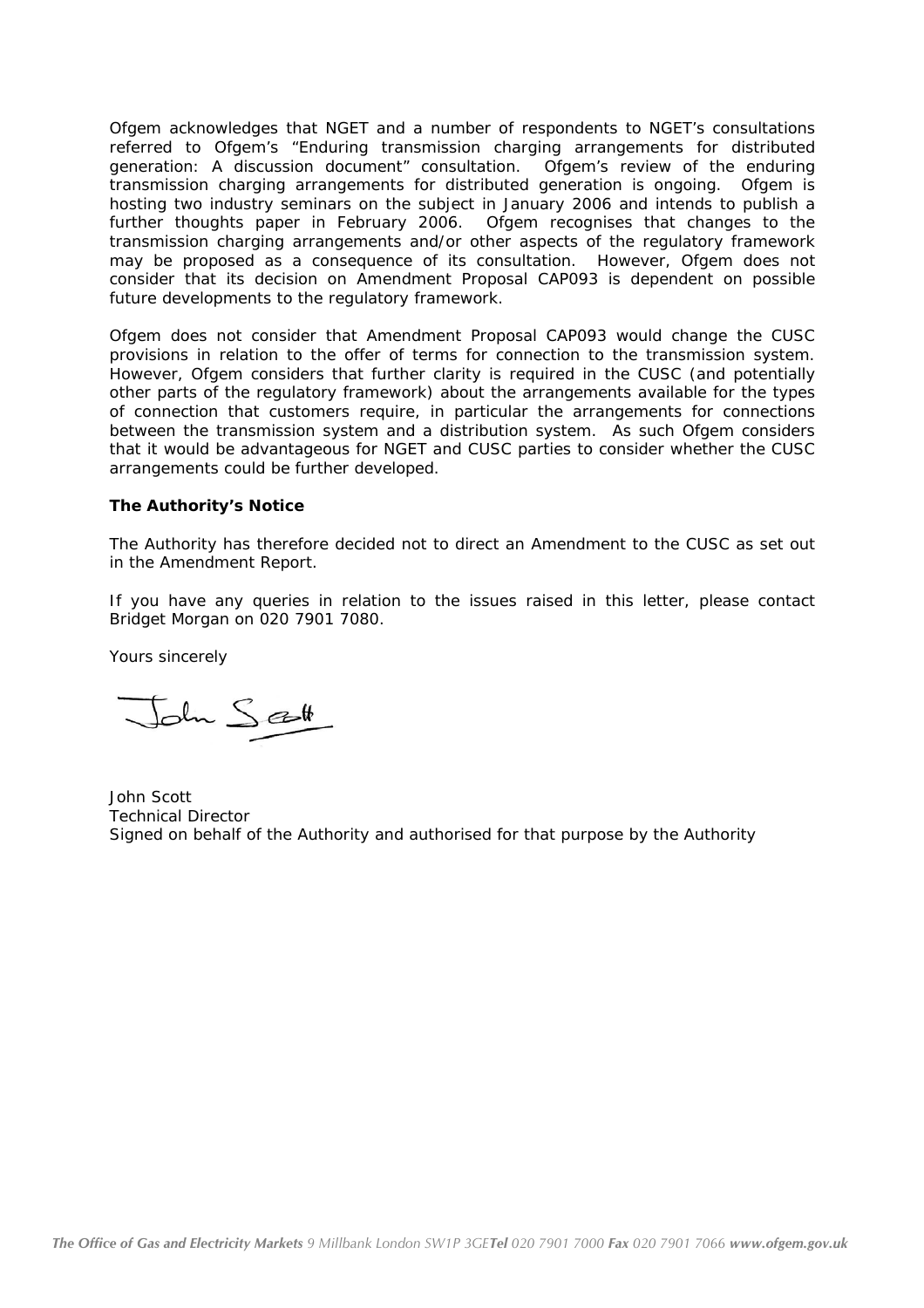Ofgem acknowledges that NGET and a number of respondents to NGET's consultations referred to Ofgem's "Enduring transmission charging arrangements for distributed generation: A discussion document" consultation. Ofgem's review of the enduring transmission charging arrangements for distributed generation is ongoing. Ofgem is hosting two industry seminars on the subject in January 2006 and intends to publish a further thoughts paper in February 2006. Ofgem recognises that changes to the transmission charging arrangements and/or other aspects of the regulatory framework may be proposed as a consequence of its consultation. However, Ofgem does not consider that its decision on Amendment Proposal CAP093 is dependent on possible future developments to the regulatory framework.

Ofgem does not consider that Amendment Proposal CAP093 would change the CUSC provisions in relation to the offer of terms for connection to the transmission system. However, Ofgem considers that further clarity is required in the CUSC (and potentially other parts of the regulatory framework) about the arrangements available for the types of connection that customers require, in particular the arrangements for connections between the transmission system and a distribution system. As such Ofgem considers that it would be advantageous for NGET and CUSC parties to consider whether the CUSC arrangements could be further developed.

**The Authority's Notice**

The Authority has therefore decided not to direct an Amendment to the CUSC as set out in the Amendment Report.

If you have any queries in relation to the issues raised in this letter, please contact Bridget Morgan on 020 7901 7080.

Yours sincerely

John Scott

John Scott
Technical Director
Signed on behalf of the Authority and authorised for that purpose by the Authority